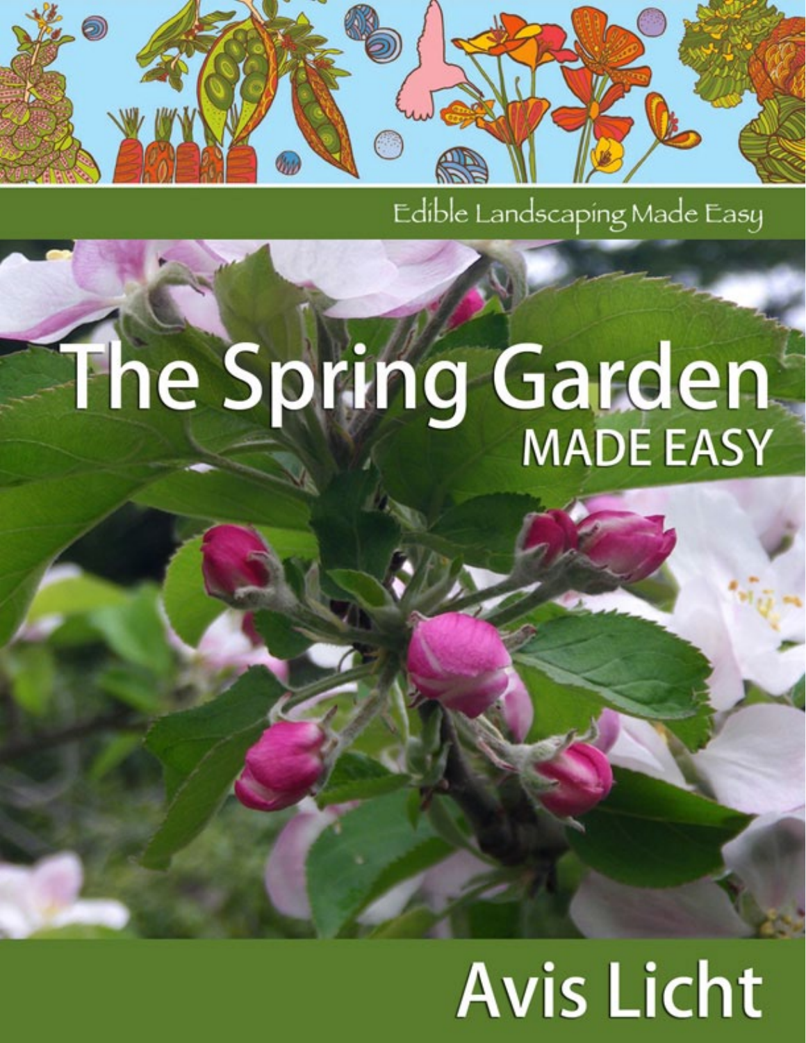Edible Landscaping Made Easy

# The Spring Garden

## MADE EASY

Avis Licht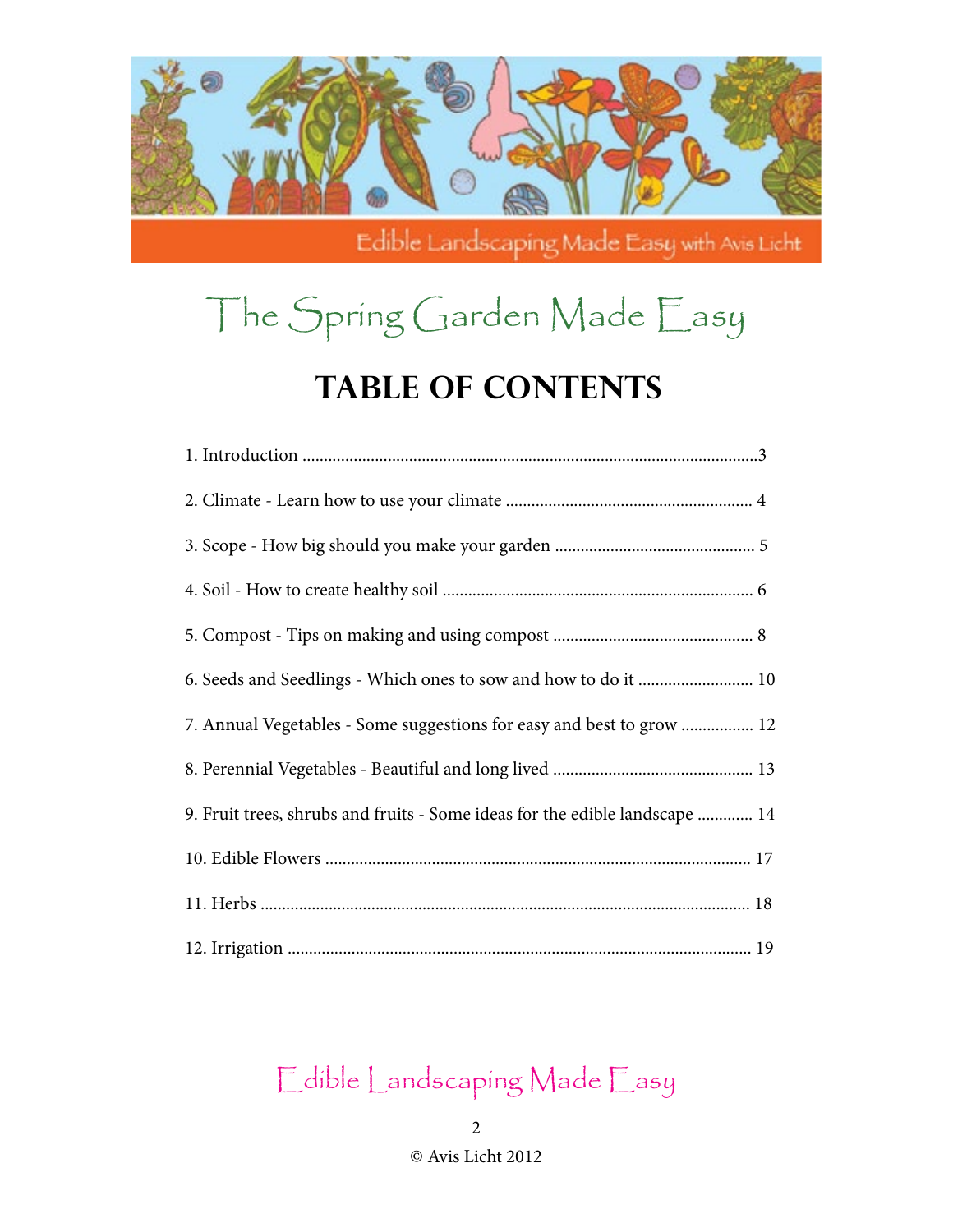# The Spring Garden Made Easy

## TABLE OF CONTENTS

1. Introduction ........................................................................................................3
2. Climate - Learn how to use your climate ........................................................ 4
3. Scope - How big should you make your garden ............................................. 5
4. Soil - How to create healthy soil ...................................................................... 6
5. Compost - Tips on making and using compost .............................................. 8
6. Seeds and Seedlings - Which ones to sow and how to do it .......................... 10
7. Annual Vegetables - Some suggestions for easy and best to grow ................ 12
8. Perennial Vegetables - Beautiful and long lived .............................................. 13
9. Fruit trees, shrubs and fruits - Some ideas for the edible landscape ............ 14
10. Edible Flowers .................................................................................................. 17
11. Herbs ................................................................................................................. 18
12. Irrigation ........................................................................................................... 19

Edible Landscaping Made Easy

© Avis Licht 2012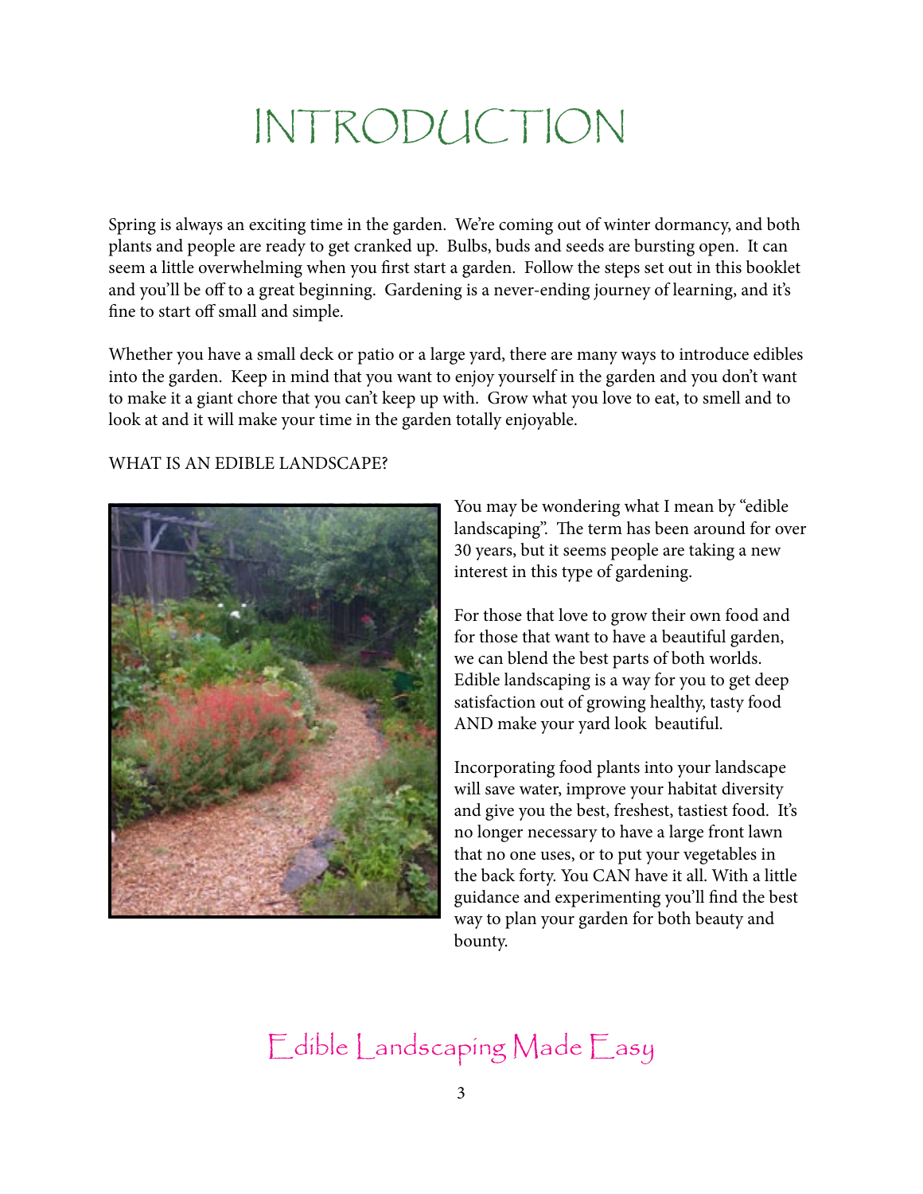# INTRODUCTION

Spring is always an exciting time in the garden. We're coming out of winter dormancy, and both plants and people are ready to get cranked up. Bulbs, buds and seeds are bursting open. It can seem a little overwhelming when you first start a garden. Follow the steps set out in this booklet and you'll be off to a great beginning. Gardening is a never-ending journey of learning, and it's fine to start off small and simple.

Whether you have a small deck or patio or a large yard, there are many ways to introduce edibles into the garden. Keep in mind that you want to enjoy yourself in the garden and you don't want to make it a giant chore that you can't keep up with. Grow what you love to eat, to smell and to look at and it will make your time in the garden totally enjoyable.

## WHAT IS AN EDIBLE LANDSCAPE?

You may be wondering what I mean by "edible landscaping". The term has been around for over 30 years, but it seems people are taking a new interest in this type of gardening.

For those that love to grow their own food and for those that want to have a beautiful garden, we can blend the best parts of both worlds. Edible landscaping is a way for you to get deep satisfaction out of growing healthy, tasty food AND make your yard look beautiful.

Incorporating food plants into your landscape will save water, improve your habitat diversity and give you the best, freshest, tastiest food. It's no longer necessary to have a large front lawn that no one uses, or to put your vegetables in the back forty. You CAN have it all. With a little guidance and experimenting you'll find the best way to plan your garden for both beauty and bounty.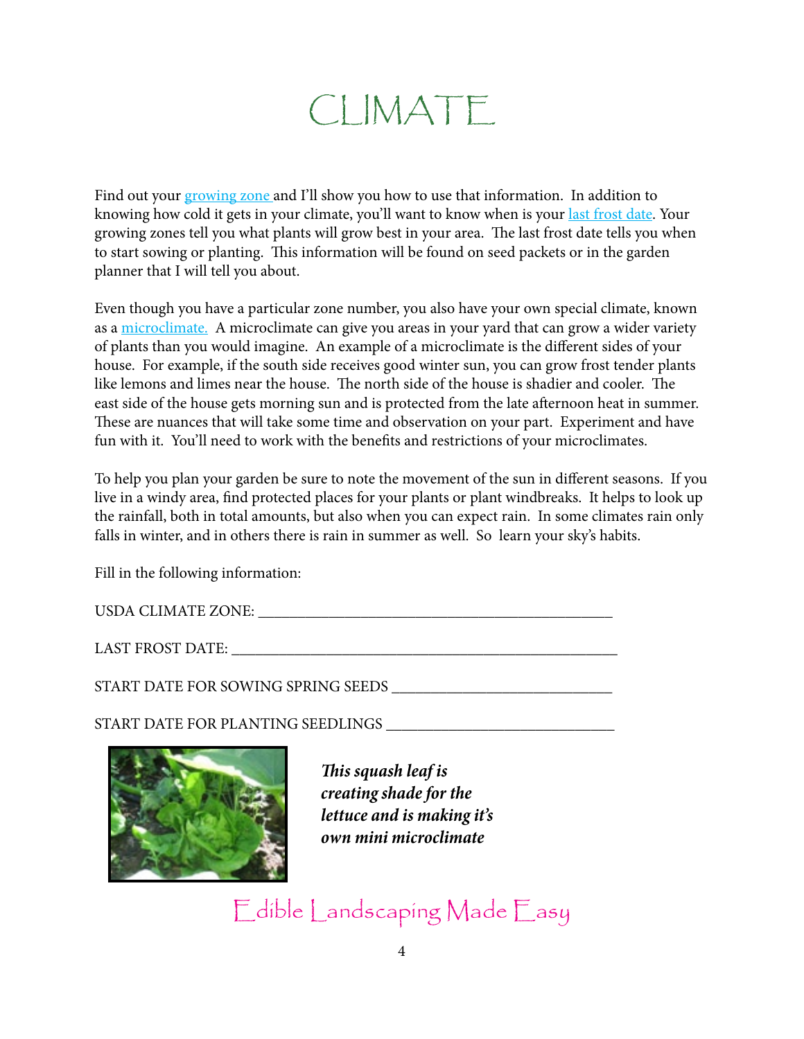# CLIMATE

Find out your growing zone and I'll show you how to use that information. In addition to knowing how cold it gets in your climate, you'll want to know when is your last frost date. Your growing zones tell you what plants will grow best in your area. The last frost date tells you when to start sowing or planting. This information will be found on seed packets or in the garden planner that I will tell you about.

Even though you have a particular zone number, you also have your own special climate, known as a microclimate. A microclimate can give you areas in your yard that can grow a wider variety of plants than you would imagine. An example of a microclimate is the different sides of your house. For example, if the south side receives good winter sun, you can grow frost tender plants like lemons and limes near the house. The north side of the house is shadier and cooler. The east side of the house gets morning sun and is protected from the late afternoon heat in summer. These are nuances that will take some time and observation on your part. Experiment and have fun with it. You'll need to work with the benefits and restrictions of your microclimates.

To help you plan your garden be sure to note the movement of the sun in different seasons. If you live in a windy area, find protected places for your plants or plant windbreaks. It helps to look up the rainfall, both in total amounts, but also when you can expect rain. In some climates rain only falls in winter, and in others there is rain in summer as well. So learn your sky's habits.

Fill in the following information:

USDA CLIMATE ZONE: ______________________________________________

LAST FROST DATE: ________________________________________________

START DATE FOR SOWING SPRING SEEDS ____________________________

START DATE FOR PLANTING SEEDLINGS _____________________________

***This squash leaf is creating shade for the lettuce and is making it's own mini microclimate***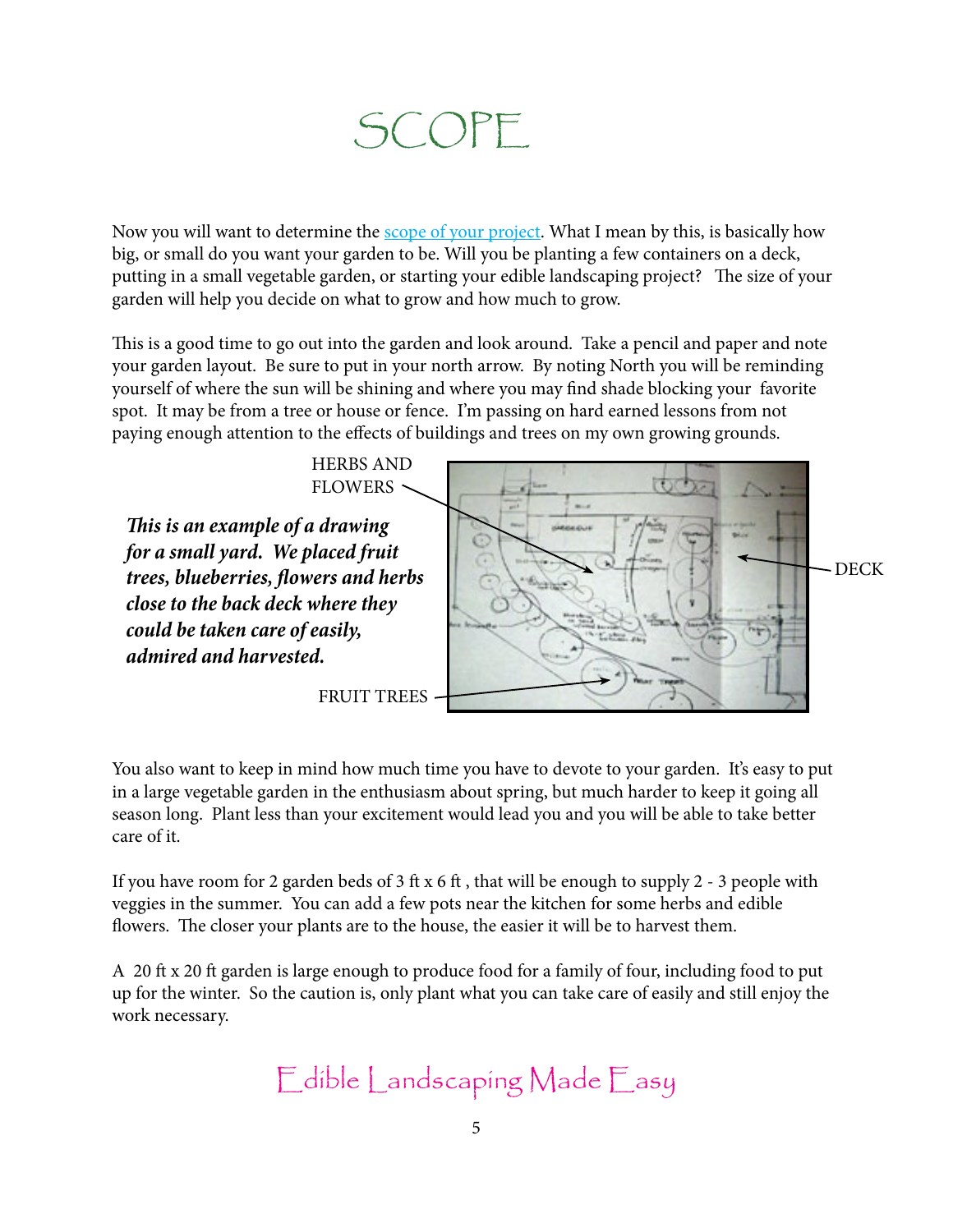# SCOPE

Now you will want to determine the [scope of your project](). What I mean by this, is basically how big, or small do you want your garden to be. Will you be planting a few containers on a deck, putting in a small vegetable garden, or starting your edible landscaping project? The size of your garden will help you decide on what to grow and how much to grow.

This is a good time to go out into the garden and look around. Take a pencil and paper and note your garden layout. Be sure to put in your north arrow. By noting North you will be reminding yourself of where the sun will be shining and where you may find shade blocking your favorite spot. It may be from a tree or house or fence. I'm passing on hard earned lessons from not paying enough attention to the effects of buildings and trees on my own growing grounds.

***This is an example of a drawing for a small yard. We placed fruit trees, blueberries, flowers and herbs close to the back deck where they could be taken care of easily, admired and harvested.***

HERBS AND FLOWERS

DECK

FRUIT TREES

You also want to keep in mind how much time you have to devote to your garden. It's easy to put in a large vegetable garden in the enthusiasm about spring, but much harder to keep it going all season long. Plant less than your excitement would lead you and you will be able to take better care of it.

If you have room for 2 garden beds of 3 ft x 6 ft , that will be enough to supply 2 - 3 people with veggies in the summer. You can add a few pots near the kitchen for some herbs and edible flowers. The closer your plants are to the house, the easier it will be to harvest them.

A 20 ft x 20 ft garden is large enough to produce food for a family of four, including food to put up for the winter. So the caution is, only plant what you can take care of easily and still enjoy the work necessary.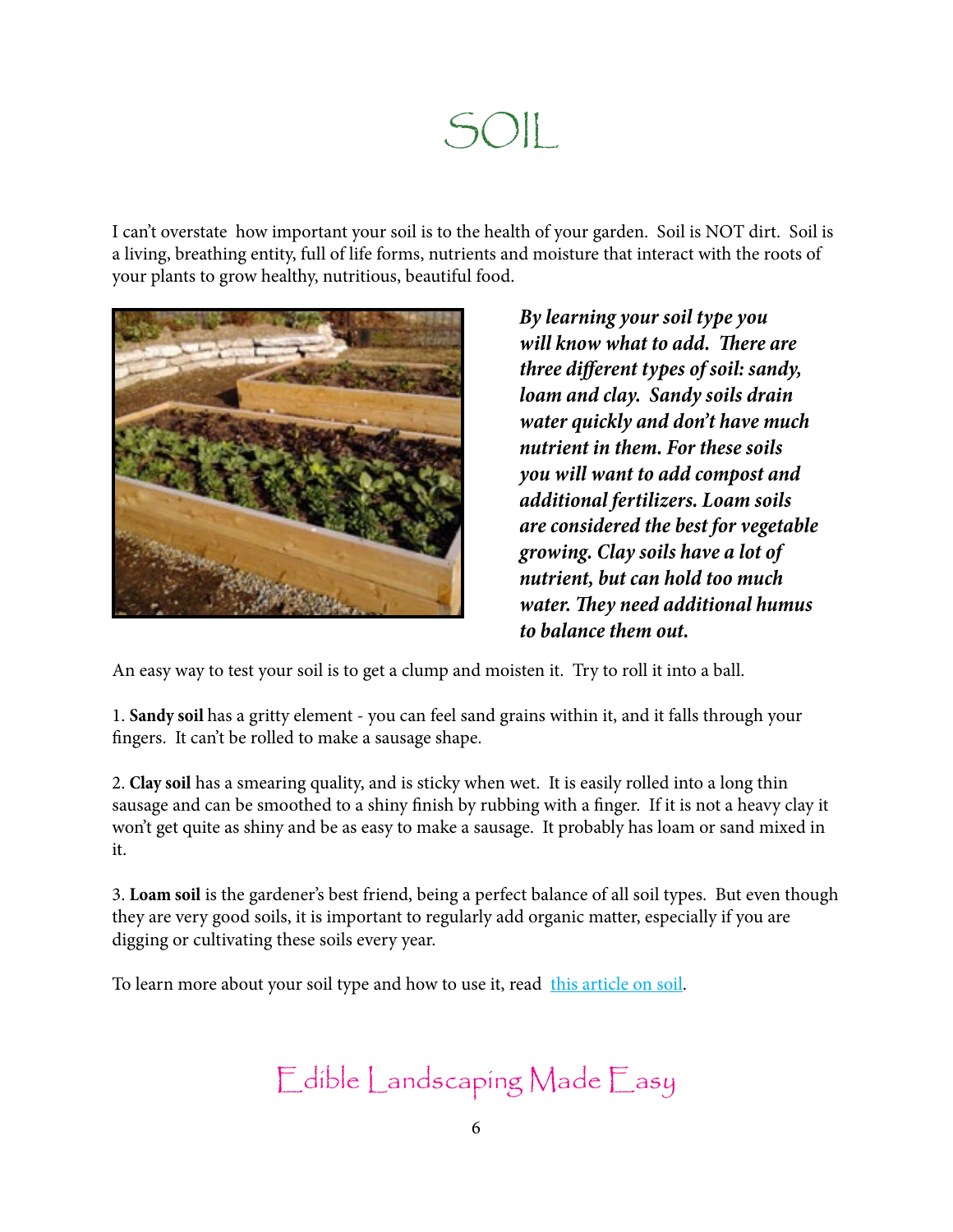# SOIL

I can't overstate how important your soil is to the health of your garden. Soil is NOT dirt. Soil is a living, breathing entity, full of life forms, nutrients and moisture that interact with the roots of your plants to grow healthy, nutritious, beautiful food.

***By learning your soil type you will know what to add. There are three different types of soil: sandy, loam and clay. Sandy soils drain water quickly and don't have much nutrient in them. For these soils you will want to add compost and additional fertilizers. Loam soils are considered the best for vegetable growing. Clay soils have a lot of nutrient, but can hold too much water. They need additional humus to balance them out.***

An easy way to test your soil is to get a clump and moisten it. Try to roll it into a ball.

1. **Sandy soil** has a gritty element - you can feel sand grains within it, and it falls through your fingers. It can't be rolled to make a sausage shape.

2. **Clay soil** has a smearing quality, and is sticky when wet. It is easily rolled into a long thin sausage and can be smoothed to a shiny finish by rubbing with a finger. If it is not a heavy clay it won't get quite as shiny and be as easy to make a sausage. It probably has loam or sand mixed in it.

3. **Loam soil** is the gardener's best friend, being a perfect balance of all soil types. But even though they are very good soils, it is important to regularly add organic matter, especially if you are digging or cultivating these soils every year.

To learn more about your soil type and how to use it, read this article on soil.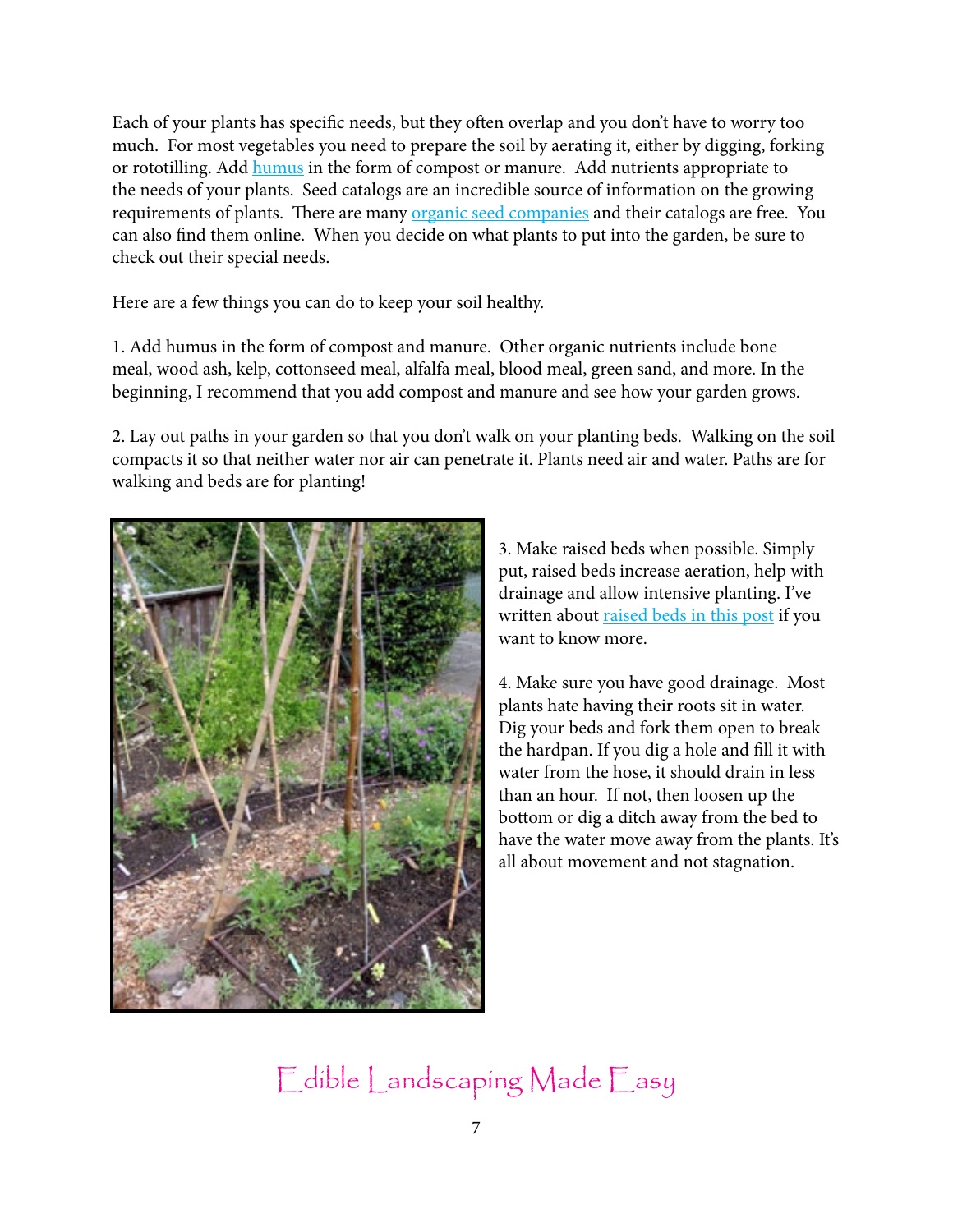Each of your plants has specific needs, but they often overlap and you don't have to worry too much. For most vegetables you need to prepare the soil by aerating it, either by digging, forking or rototilling. Add humus in the form of compost or manure. Add nutrients appropriate to the needs of your plants. Seed catalogs are an incredible source of information on the growing requirements of plants. There are many organic seed companies and their catalogs are free. You can also find them online. When you decide on what plants to put into the garden, be sure to check out their special needs.

Here are a few things you can do to keep your soil healthy.

1. Add humus in the form of compost and manure. Other organic nutrients include bone meal, wood ash, kelp, cottonseed meal, alfalfa meal, blood meal, green sand, and more. In the beginning, I recommend that you add compost and manure and see how your garden grows.

2. Lay out paths in your garden so that you don't walk on your planting beds. Walking on the soil compacts it so that neither water nor air can penetrate it. Plants need air and water. Paths are for walking and beds are for planting!

3. Make raised beds when possible. Simply put, raised beds increase aeration, help with drainage and allow intensive planting. I've written about raised beds in this post if you want to know more.

4. Make sure you have good drainage. Most plants hate having their roots sit in water. Dig your beds and fork them open to break the hardpan. If you dig a hole and fill it with water from the hose, it should drain in less than an hour. If not, then loosen up the bottom or dig a ditch away from the bed to have the water move away from the plants. It's all about movement and not stagnation.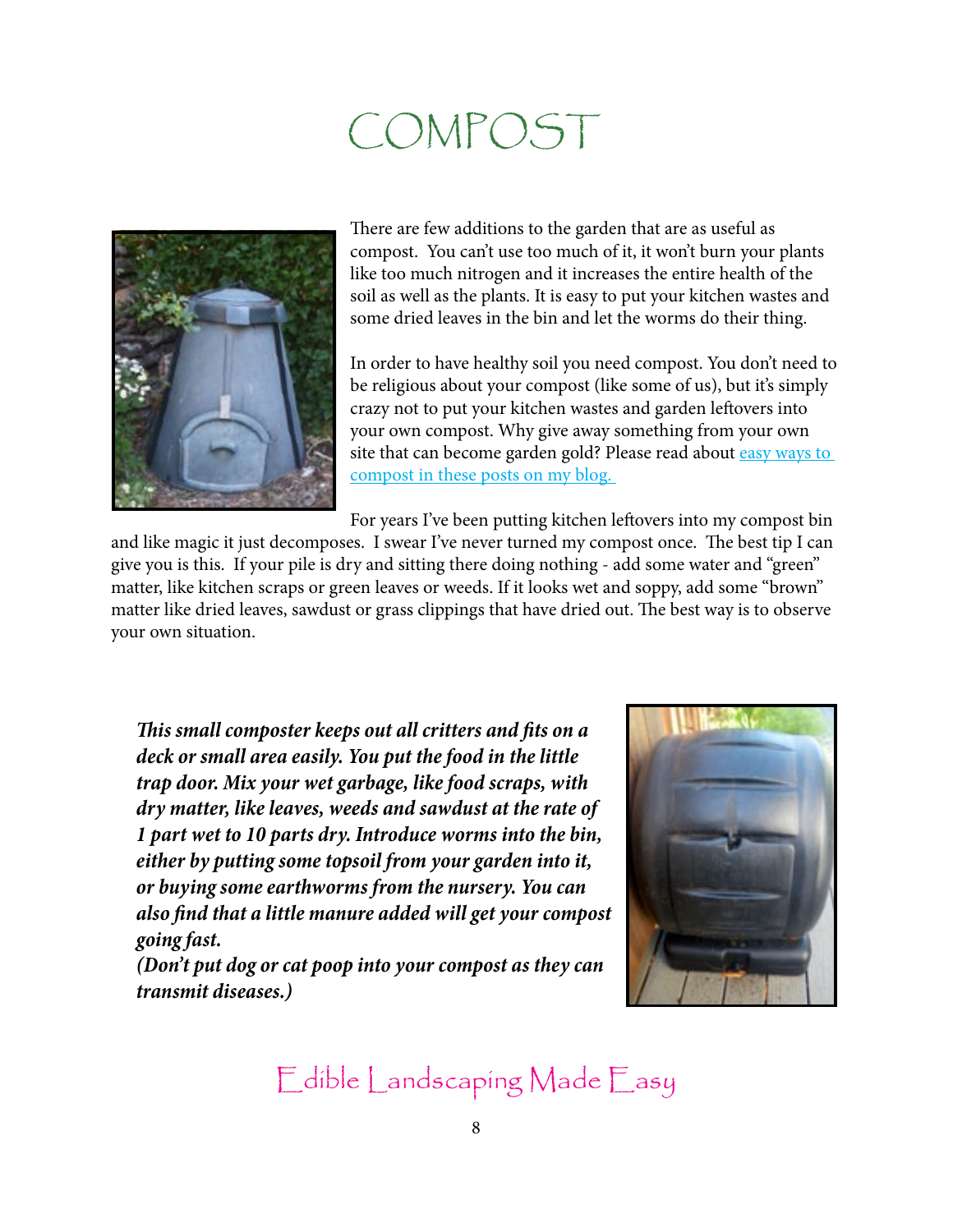# COMPOST

There are few additions to the garden that are as useful as compost. You can't use too much of it, it won't burn your plants like too much nitrogen and it increases the entire health of the soil as well as the plants. It is easy to put your kitchen wastes and some dried leaves in the bin and let the worms do their thing.

In order to have healthy soil you need compost. You don't need to be religious about your compost (like some of us), but it's simply crazy not to put your kitchen wastes and garden leftovers into your own compost. Why give away something from your own site that can become garden gold? Please read about easy ways to compost in these posts on my blog.

For years I've been putting kitchen leftovers into my compost bin and like magic it just decomposes. I swear I've never turned my compost once. The best tip I can give you is this. If your pile is dry and sitting there doing nothing - add some water and "green" matter, like kitchen scraps or green leaves or weeds. If it looks wet and soppy, add some "brown" matter like dried leaves, sawdust or grass clippings that have dried out. The best way is to observe your own situation.

***This small composter keeps out all critters and fits on a deck or small area easily. You put the food in the little trap door. Mix your wet garbage, like food scraps, with dry matter, like leaves, weeds and sawdust at the rate of 1 part wet to 10 parts dry. Introduce worms into the bin, either by putting some topsoil from your garden into it, or buying some earthworms from the nursery. You can also find that a little manure added will get your compost going fast.***
***(Don't put dog or cat poop into your compost as they can transmit diseases.)***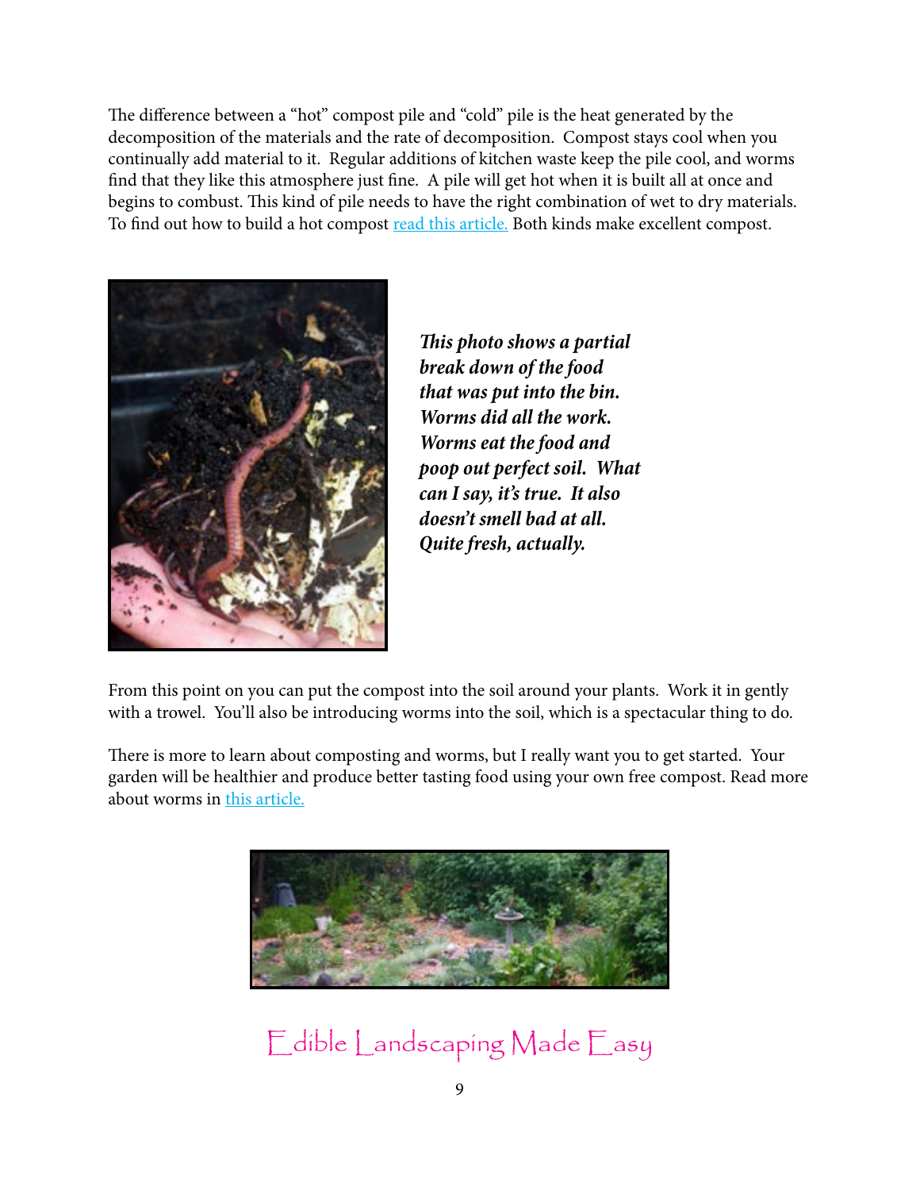The difference between a "hot" compost pile and "cold" pile is the heat generated by the decomposition of the materials and the rate of decomposition. Compost stays cool when you continually add material to it. Regular additions of kitchen waste keep the pile cool, and worms find that they like this atmosphere just fine. A pile will get hot when it is built all at once and begins to combust. This kind of pile needs to have the right combination of wet to dry materials. To find out how to build a hot compost read this article. Both kinds make excellent compost.

***This photo shows a partial break down of the food that was put into the bin. Worms did all the work. Worms eat the food and poop out perfect soil. What can I say, it's true. It also doesn't smell bad at all. Quite fresh, actually.***

From this point on you can put the compost into the soil around your plants. Work it in gently with a trowel. You'll also be introducing worms into the soil, which is a spectacular thing to do.

There is more to learn about composting and worms, but I really want you to get started. Your garden will be healthier and produce better tasting food using your own free compost. Read more about worms in this article.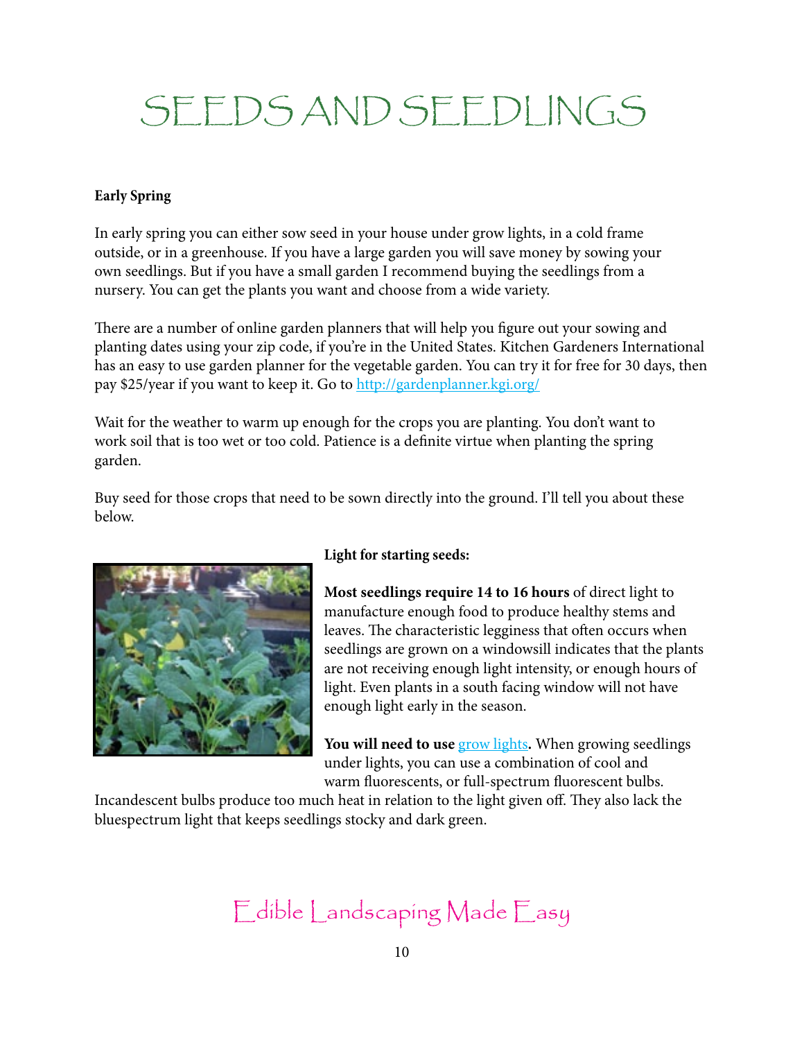# SEEDS AND SEEDLINGS

**Early Spring**

In early spring you can either sow seed in your house under grow lights, in a cold frame outside, or in a greenhouse. If you have a large garden you will save money by sowing your own seedlings. But if you have a small garden I recommend buying the seedlings from a nursery. You can get the plants you want and choose from a wide variety.

There are a number of online garden planners that will help you figure out your sowing and planting dates using your zip code, if you're in the United States. Kitchen Gardeners International has an easy to use garden planner for the vegetable garden. You can try it for free for 30 days, then pay $25/year if you want to keep it. Go to [http://gardenplanner.kgi.org/](http://gardenplanner.kgi.org/)

Wait for the weather to warm up enough for the crops you are planting. You don't want to work soil that is too wet or too cold. Patience is a definite virtue when planting the spring garden.

Buy seed for those crops that need to be sown directly into the ground. I'll tell you about these below.

**Light for starting seeds:**

**Most seedlings require 14 to 16 hours** of direct light to manufacture enough food to produce healthy stems and leaves. The characteristic legginess that often occurs when seedlings are grown on a windowsill indicates that the plants are not receiving enough light intensity, or enough hours of light. Even plants in a south facing window will not have enough light early in the season.

**You will need to use** grow lights**.** When growing seedlings under lights, you can use a combination of cool and warm fluorescents, or full-spectrum fluorescent bulbs. Incandescent bulbs produce too much heat in relation to the light given off. They also lack the bluespectrum light that keeps seedlings stocky and dark green.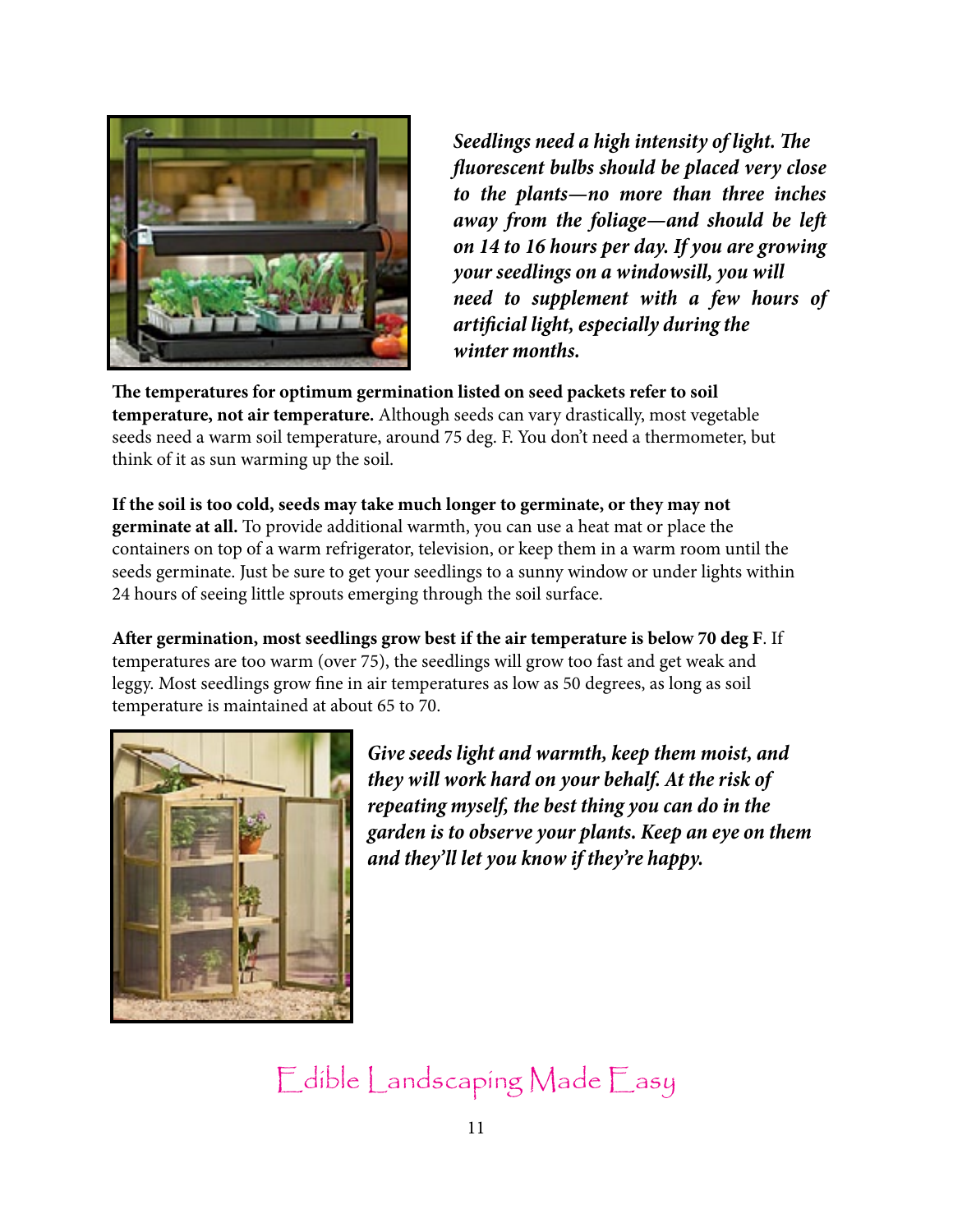***Seedlings need a high intensity of light. The fluorescent bulbs should be placed very close to the plants—no more than three inches away from the foliage—and should be left on 14 to 16 hours per day. If you are growing your seedlings on a windowsill, you will need to supplement with a few hours of artificial light, especially during the winter months.***

**The temperatures for optimum germination listed on seed packets refer to soil temperature, not air temperature.** Although seeds can vary drastically, most vegetable seeds need a warm soil temperature, around 75 deg. F. You don't need a thermometer, but think of it as sun warming up the soil.

**If the soil is too cold, seeds may take much longer to germinate, or they may not germinate at all.** To provide additional warmth, you can use a heat mat or place the containers on top of a warm refrigerator, television, or keep them in a warm room until the seeds germinate. Just be sure to get your seedlings to a sunny window or under lights within 24 hours of seeing little sprouts emerging through the soil surface.

**After germination, most seedlings grow best if the air temperature is below 70 deg F**. If temperatures are too warm (over 75), the seedlings will grow too fast and get weak and leggy. Most seedlings grow fine in air temperatures as low as 50 degrees, as long as soil temperature is maintained at about 65 to 70.

***Give seeds light and warmth, keep them moist, and they will work hard on your behalf. At the risk of repeating myself, the best thing you can do in the garden is to observe your plants. Keep an eye on them and they'll let you know if they're happy.***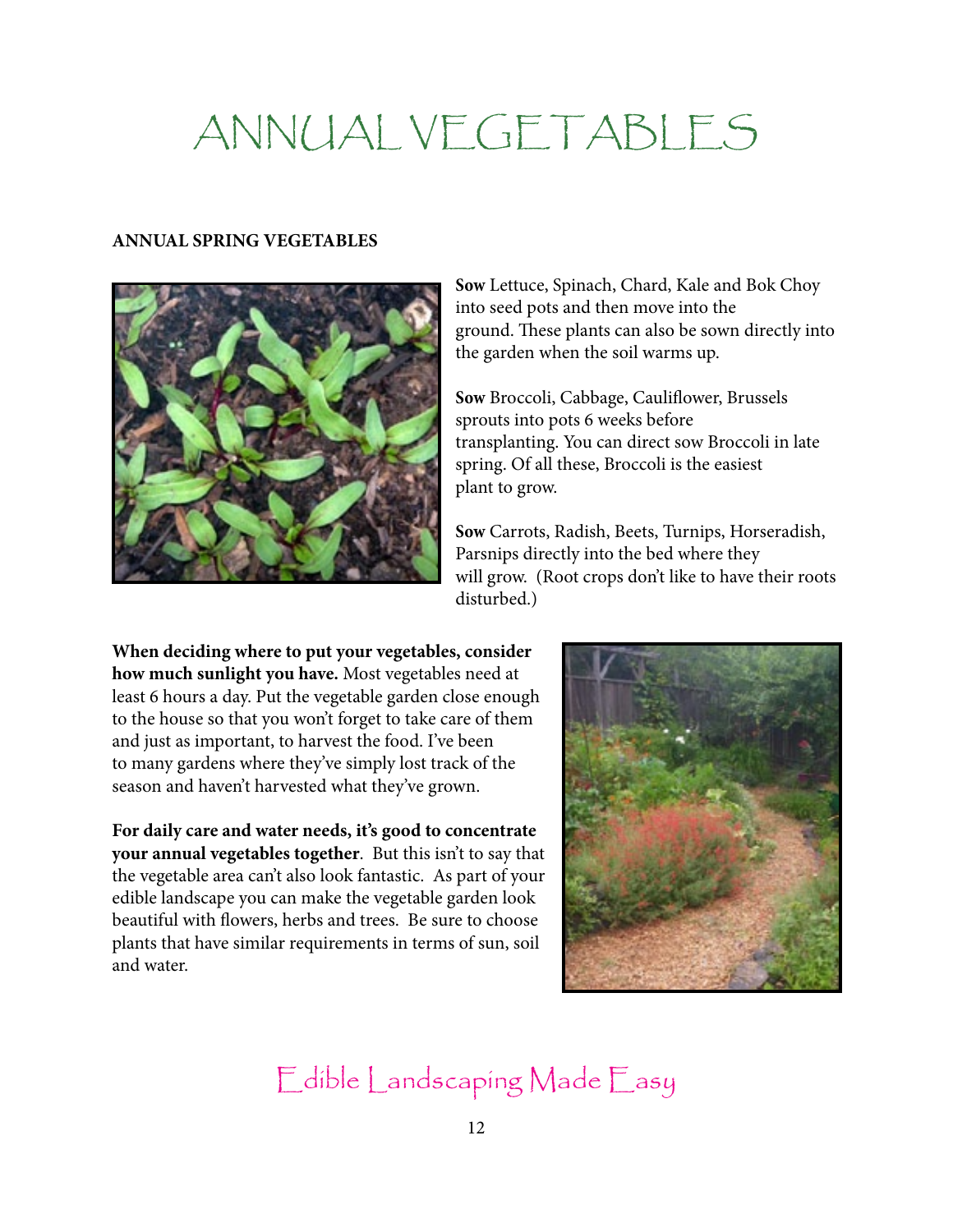# ANNUAL VEGETABLES

**ANNUAL SPRING VEGETABLES**

**Sow** Lettuce, Spinach, Chard, Kale and Bok Choy into seed pots and then move into the ground. These plants can also be sown directly into the garden when the soil warms up.

**Sow** Broccoli, Cabbage, Cauliflower, Brussels sprouts into pots 6 weeks before transplanting. You can direct sow Broccoli in late spring. Of all these, Broccoli is the easiest plant to grow.

**Sow** Carrots, Radish, Beets, Turnips, Horseradish, Parsnips directly into the bed where they will grow. (Root crops don't like to have their roots disturbed.)

**When deciding where to put your vegetables, consider how much sunlight you have.** Most vegetables need at least 6 hours a day. Put the vegetable garden close enough to the house so that you won't forget to take care of them and just as important, to harvest the food. I've been to many gardens where they've simply lost track of the season and haven't harvested what they've grown.

**For daily care and water needs, it's good to concentrate your annual vegetables together**. But this isn't to say that the vegetable area can't also look fantastic. As part of your edible landscape you can make the vegetable garden look beautiful with flowers, herbs and trees. Be sure to choose plants that have similar requirements in terms of sun, soil and water.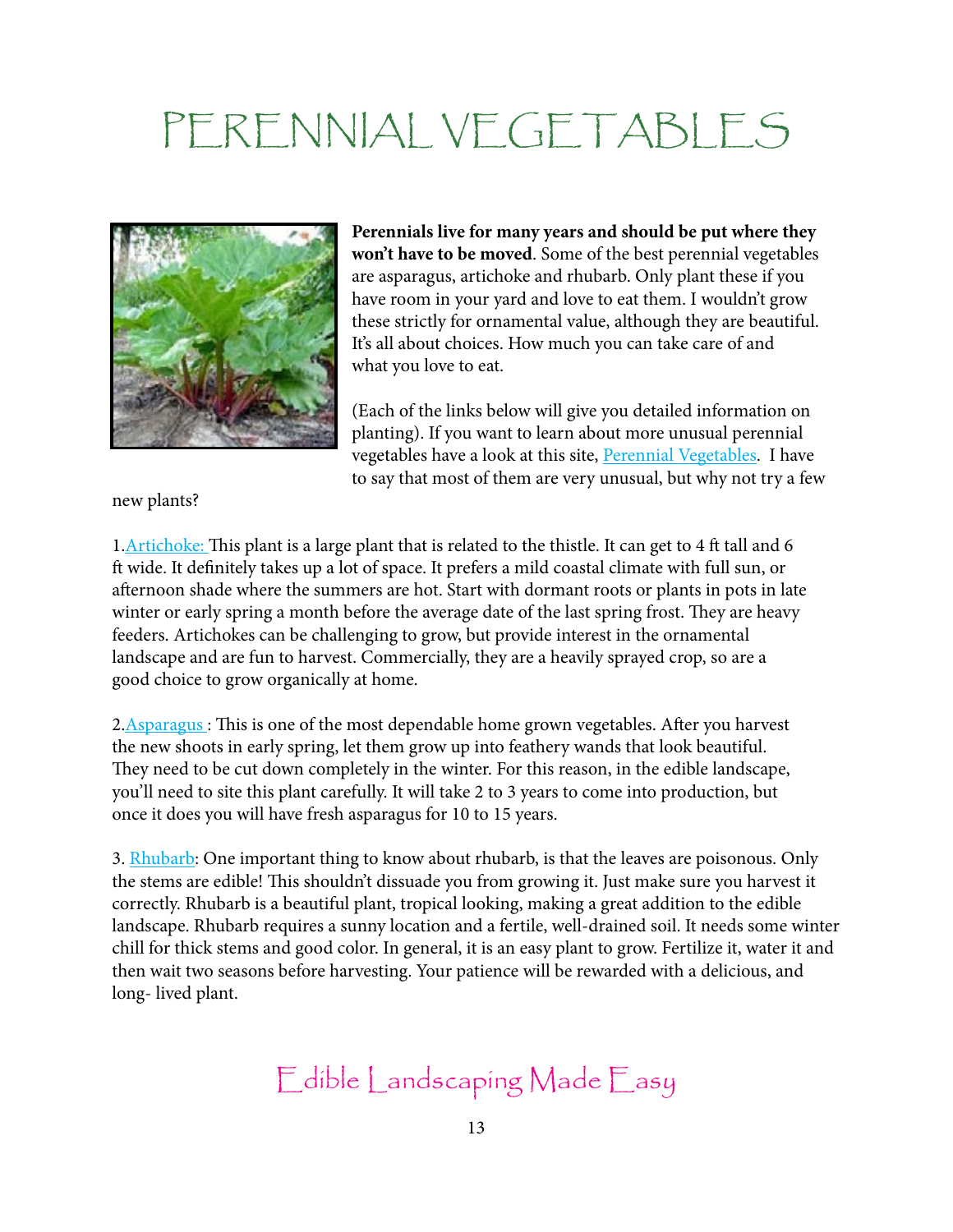# PERENNIAL VEGETABLES

**Perennials live for many years and should be put where they won't have to be moved**. Some of the best perennial vegetables are asparagus, artichoke and rhubarb. Only plant these if you have room in your yard and love to eat them. I wouldn't grow these strictly for ornamental value, although they are beautiful. It's all about choices. How much you can take care of and what you love to eat.

(Each of the links below will give you detailed information on planting). If you want to learn about more unusual perennial vegetables have a look at this site, Perennial Vegetables. I have to say that most of them are very unusual, but why not try a few new plants?

1. Artichoke: This plant is a large plant that is related to the thistle. It can get to 4 ft tall and 6 ft wide. It definitely takes up a lot of space. It prefers a mild coastal climate with full sun, or afternoon shade where the summers are hot. Start with dormant roots or plants in pots in late winter or early spring a month before the average date of the last spring frost. They are heavy feeders. Artichokes can be challenging to grow, but provide interest in the ornamental landscape and are fun to harvest. Commercially, they are a heavily sprayed crop, so are a good choice to grow organically at home.

2. Asparagus : This is one of the most dependable home grown vegetables. After you harvest the new shoots in early spring, let them grow up into feathery wands that look beautiful. They need to be cut down completely in the winter. For this reason, in the edible landscape, you'll need to site this plant carefully. It will take 2 to 3 years to come into production, but once it does you will have fresh asparagus for 10 to 15 years.

3. Rhubarb: One important thing to know about rhubarb, is that the leaves are poisonous. Only the stems are edible! This shouldn't dissuade you from growing it. Just make sure you harvest it correctly. Rhubarb is a beautiful plant, tropical looking, making a great addition to the edible landscape. Rhubarb requires a sunny location and a fertile, well-drained soil. It needs some winter chill for thick stems and good color. In general, it is an easy plant to grow. Fertilize it, water it and then wait two seasons before harvesting. Your patience will be rewarded with a delicious, and long- lived plant.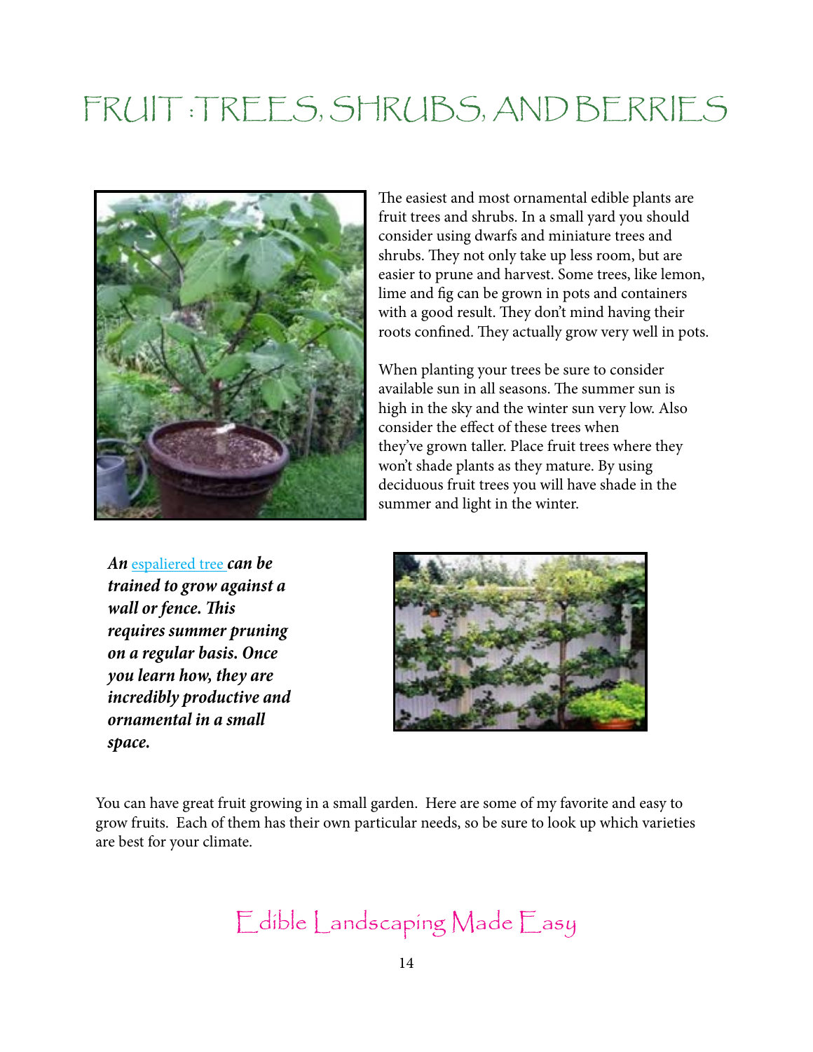# FRUIT : TREES, SHRUBS, AND BERRIES

The easiest and most ornamental edible plants are fruit trees and shrubs. In a small yard you should consider using dwarfs and miniature trees and shrubs. They not only take up less room, but are easier to prune and harvest. Some trees, like lemon, lime and fig can be grown in pots and containers with a good result. They don't mind having their roots confined. They actually grow very well in pots.

When planting your trees be sure to consider available sun in all seasons. The summer sun is high in the sky and the winter sun very low. Also consider the effect of these trees when they've grown taller. Place fruit trees where they won't shade plants as they mature. By using deciduous fruit trees you will have shade in the summer and light in the winter.

***An* espaliered tree *can be trained to grow against a wall or fence. This requires summer pruning on a regular basis. Once you learn how, they are incredibly productive and ornamental in a small space.***

You can have great fruit growing in a small garden. Here are some of my favorite and easy to grow fruits. Each of them has their own particular needs, so be sure to look up which varieties are best for your climate.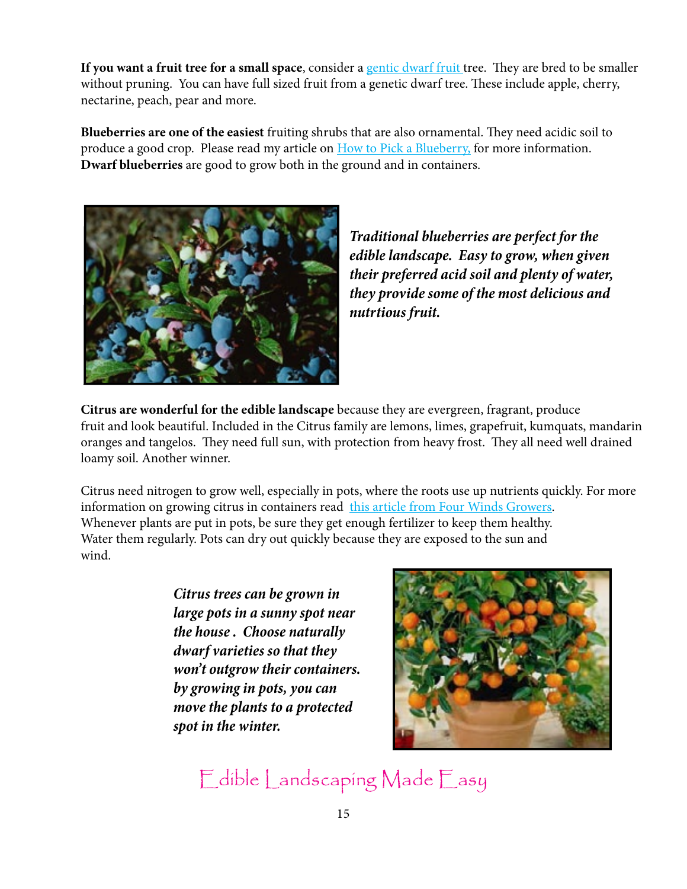**If you want a fruit tree for a small space**, consider a gentic dwarf fruit tree. They are bred to be smaller without pruning. You can have full sized fruit from a genetic dwarf tree. These include apple, cherry, nectarine, peach, pear and more.

**Blueberries are one of the easiest** fruiting shrubs that are also ornamental. They need acidic soil to produce a good crop. Please read my article on How to Pick a Blueberry, for more information. **Dwarf blueberries** are good to grow both in the ground and in containers.

***Traditional blueberries are perfect for the edible landscape. Easy to grow, when given their preferred acid soil and plenty of water, they provide some of the most delicious and nutrtious fruit.***

**Citrus are wonderful for the edible landscape** because they are evergreen, fragrant, produce fruit and look beautiful. Included in the Citrus family are lemons, limes, grapefruit, kumquats, mandarin oranges and tangelos. They need full sun, with protection from heavy frost. They all need well drained loamy soil. Another winner.

Citrus need nitrogen to grow well, especially in pots, where the roots use up nutrients quickly. For more information on growing citrus in containers read this article from Four Winds Growers. Whenever plants are put in pots, be sure they get enough fertilizer to keep them healthy. Water them regularly. Pots can dry out quickly because they are exposed to the sun and wind.

***Citrus trees can be grown in large pots in a sunny spot near the house . Choose naturally dwarf varieties so that they won't outgrow their containers. by growing in pots, you can move the plants to a protected spot in the winter.***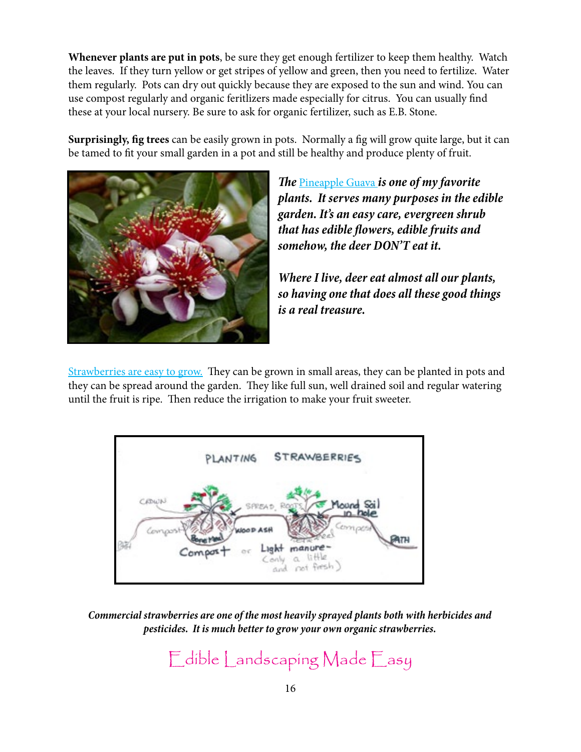**Whenever plants are put in pots**, be sure they get enough fertilizer to keep them healthy. Watch the leaves. If they turn yellow or get stripes of yellow and green, then you need to fertilize. Water them regularly. Pots can dry out quickly because they are exposed to the sun and wind. You can use compost regularly and organic feritlizers made especially for citrus. You can usually find these at your local nursery. Be sure to ask for organic fertilizer, such as E.B. Stone.

**Surprisingly, fig trees** can be easily grown in pots. Normally a fig will grow quite large, but it can be tamed to fit your small garden in a pot and still be healthy and produce plenty of fruit.

***The Pineapple Guava is one of my favorite plants. It serves many purposes in the edible garden. It's an easy care, evergreen shrub that has edible flowers, edible fruits and somehow, the deer DON'T eat it.***

***Where I live, deer eat almost all our plants, so having one that does all these good things is a real treasure.***

Strawberries are easy to grow. They can be grown in small areas, they can be planted in pots and they can be spread around the garden. They like full sun, well drained soil and regular watering until the fruit is ripe. Then reduce the irrigation to make your fruit sweeter.

***Commercial strawberries are one of the most heavily sprayed plants both with herbicides and pesticides. It is much better to grow your own organic strawberries.***

Edible Landscaping Made Easy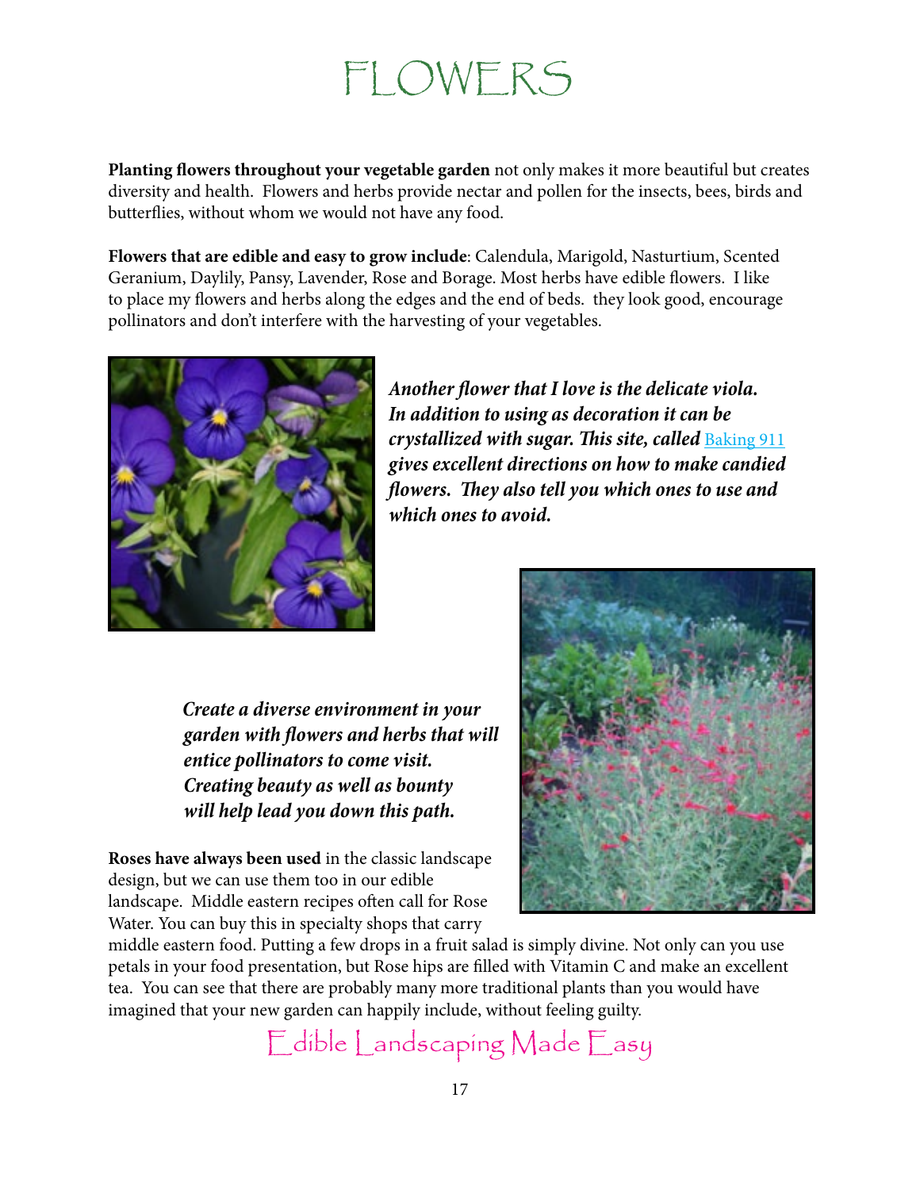# FLOWERS

**Planting flowers throughout your vegetable garden** not only makes it more beautiful but creates diversity and health. Flowers and herbs provide nectar and pollen for the insects, bees, birds and butterflies, without whom we would not have any food.

**Flowers that are edible and easy to grow include**: Calendula, Marigold, Nasturtium, Scented Geranium, Daylily, Pansy, Lavender, Rose and Borage. Most herbs have edible flowers. I like to place my flowers and herbs along the edges and the end of beds. they look good, encourage pollinators and don't interfere with the harvesting of your vegetables.

***Another flower that I love is the delicate viola. In addition to using as decoration it can be crystallized with sugar. This site, called*** [Baking 911] ***gives excellent directions on how to make candied flowers. They also tell you which ones to use and which ones to avoid.***

***Create a diverse environment in your garden with flowers and herbs that will entice pollinators to come visit. Creating beauty as well as bounty will help lead you down this path.***

**Roses have always been used** in the classic landscape design, but we can use them too in our edible landscape. Middle eastern recipes often call for Rose Water. You can buy this in specialty shops that carry middle eastern food. Putting a few drops in a fruit salad is simply divine. Not only can you use petals in your food presentation, but Rose hips are filled with Vitamin C and make an excellent tea. You can see that there are probably many more traditional plants than you would have imagined that your new garden can happily include, without feeling guilty.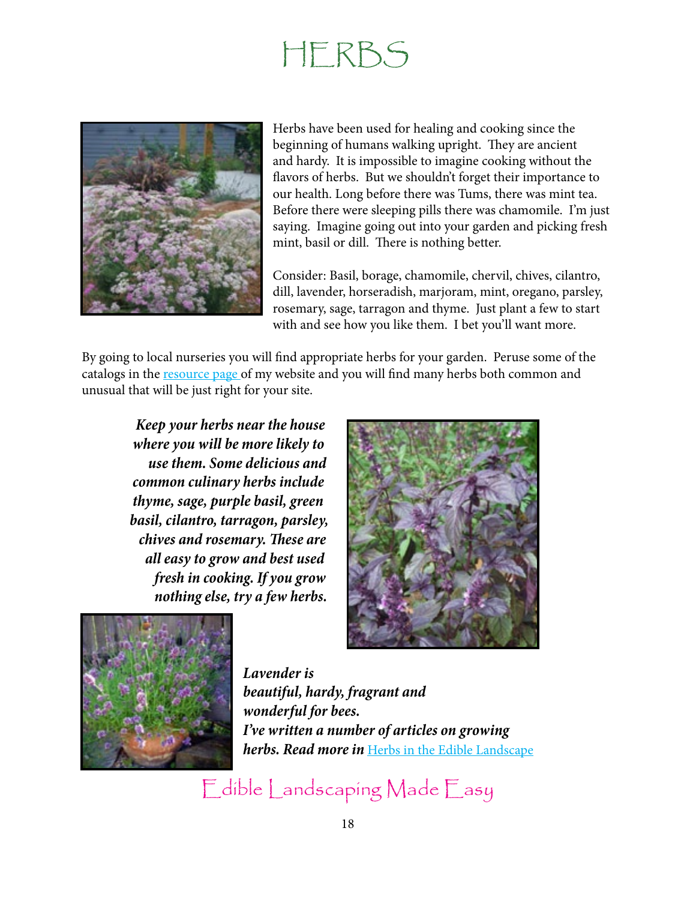# HERBS

Herbs have been used for healing and cooking since the beginning of humans walking upright. They are ancient and hardy. It is impossible to imagine cooking without the flavors of herbs. But we shouldn't forget their importance to our health. Long before there was Tums, there was mint tea. Before there were sleeping pills there was chamomile. I'm just saying. Imagine going out into your garden and picking fresh mint, basil or dill. There is nothing better.

Consider: Basil, borage, chamomile, chervil, chives, cilantro, dill, lavender, horseradish, marjoram, mint, oregano, parsley, rosemary, sage, tarragon and thyme. Just plant a few to start with and see how you like them. I bet you'll want more.

By going to local nurseries you will find appropriate herbs for your garden. Peruse some of the catalogs in the [resource page](#) of my website and you will find many herbs both common and unusual that will be just right for your site.

***Keep your herbs near the house where you will be more likely to use them. Some delicious and common culinary herbs include thyme, sage, purple basil, green basil, cilantro, tarragon, parsley, chives and rosemary. These are all easy to grow and best used fresh in cooking. If you grow nothing else, try a few herbs.***

***Lavender is beautiful, hardy, fragrant and wonderful for bees.***
***I've written a number of articles on growing herbs. Read more in*** [Herbs in the Edible Landscape](#)

Edible Landscaping Made Easy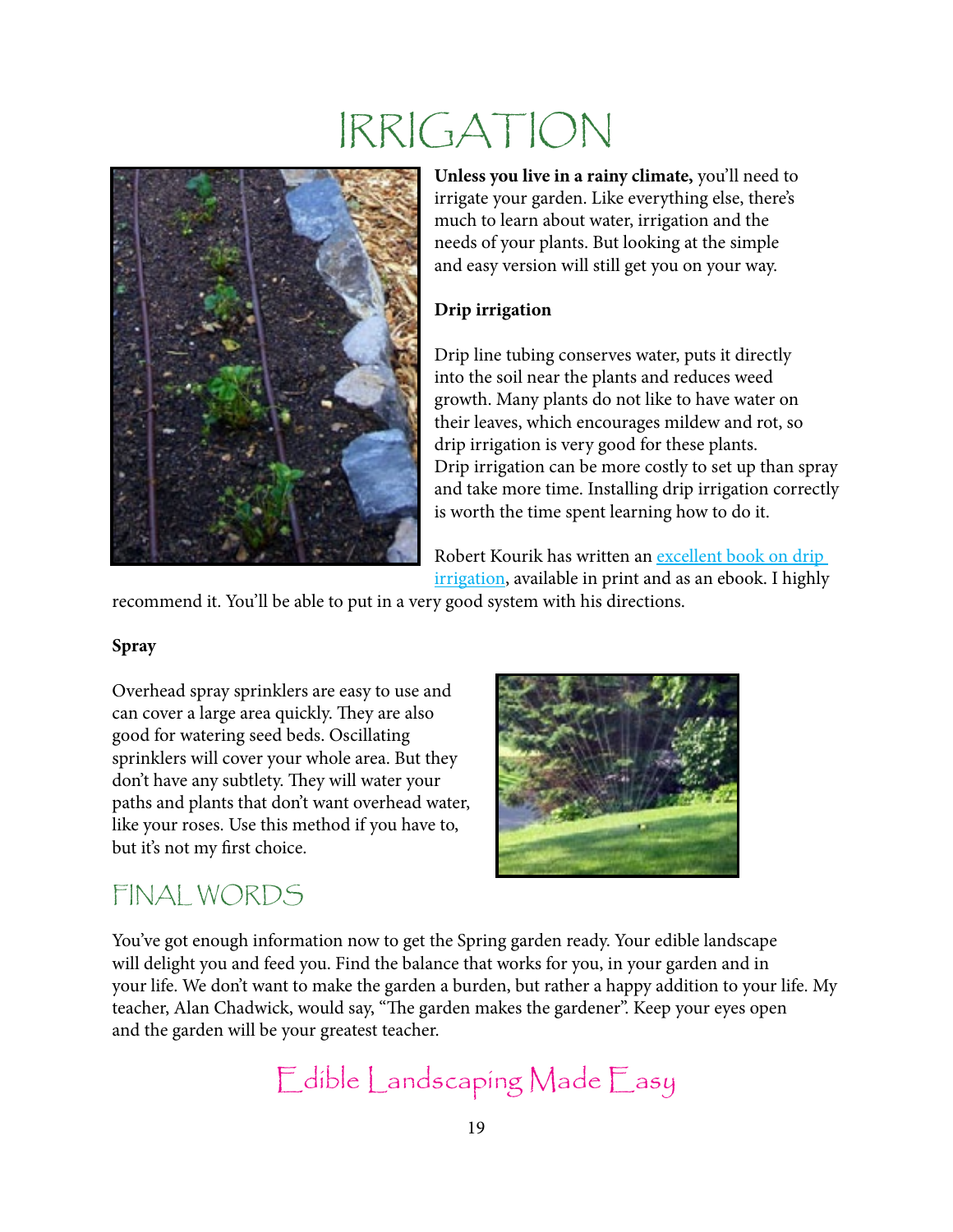# IRRIGATION

**Unless you live in a rainy climate,** you'll need to irrigate your garden. Like everything else, there's much to learn about water, irrigation and the needs of your plants. But looking at the simple and easy version will still get you on your way.

**Drip irrigation**

Drip line tubing conserves water, puts it directly into the soil near the plants and reduces weed growth. Many plants do not like to have water on their leaves, which encourages mildew and rot, so drip irrigation is very good for these plants. Drip irrigation can be more costly to set up than spray and take more time. Installing drip irrigation correctly is worth the time spent learning how to do it.

Robert Kourik has written an excellent book on drip irrigation, available in print and as an ebook. I highly recommend it. You'll be able to put in a very good system with his directions.

**Spray**

Overhead spray sprinklers are easy to use and can cover a large area quickly. They are also good for watering seed beds. Oscillating sprinklers will cover your whole area. But they don't have any subtlety. They will water your paths and plants that don't want overhead water, like your roses. Use this method if you have to, but it's not my first choice.

## FINAL WORDS

You've got enough information now to get the Spring garden ready. Your edible landscape will delight you and feed you. Find the balance that works for you, in your garden and in your life. We don't want to make the garden a burden, but rather a happy addition to your life. My teacher, Alan Chadwick, would say, "The garden makes the gardener". Keep your eyes open and the garden will be your greatest teacher.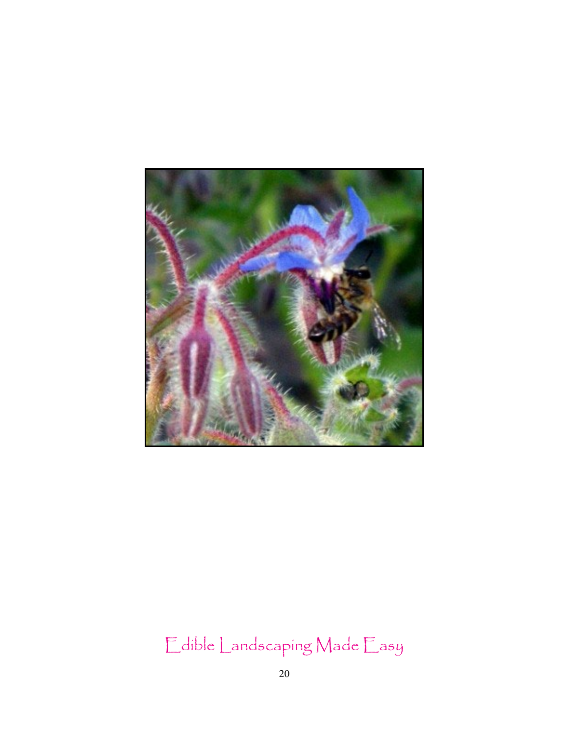Edible Landscaping Made Easy